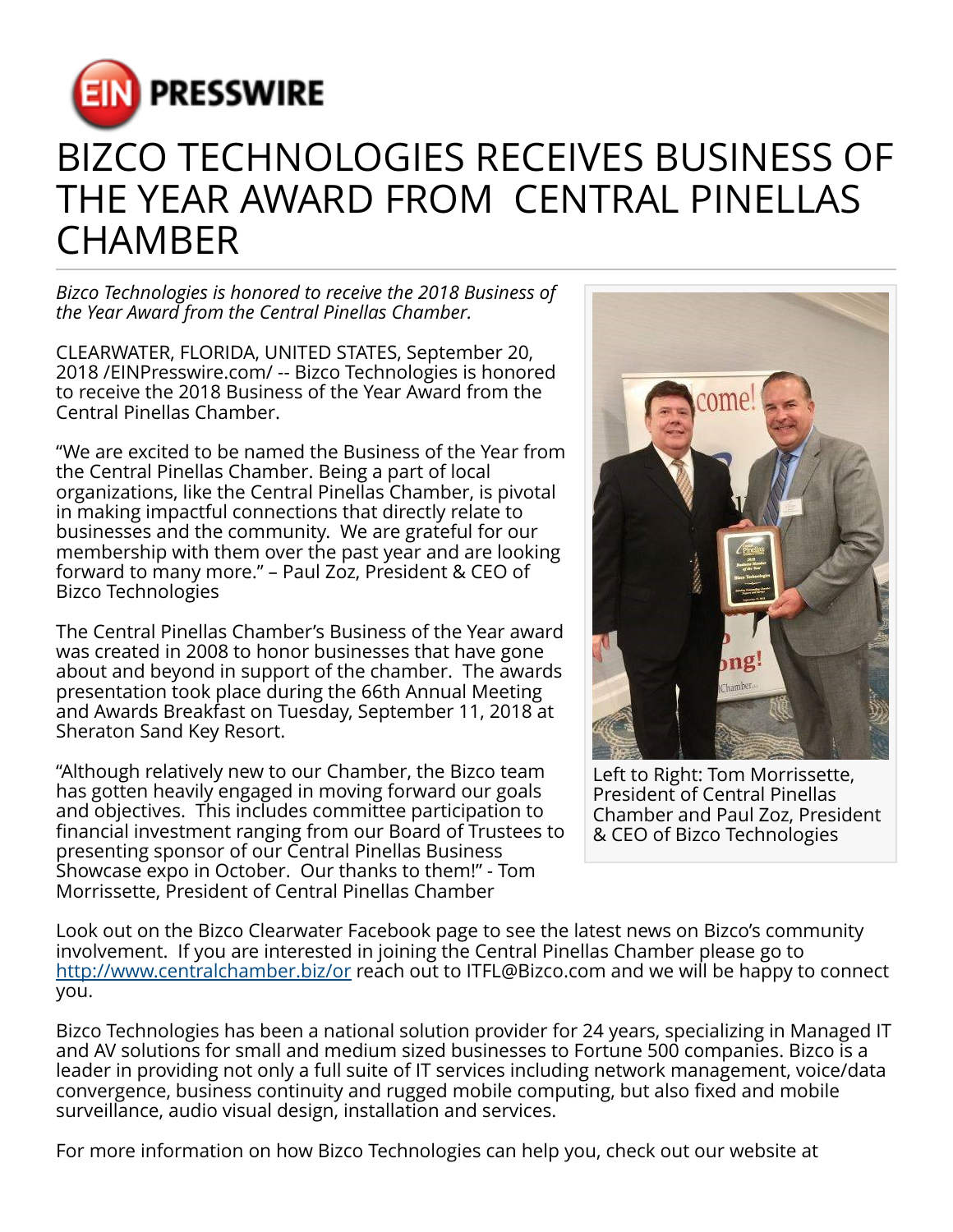# BIZCO TECHNOLOGIES RECEIVES BUSINESS OF THE YEAR AWARD FROM CENTRAL PINELLAS CHAMBER

*Bizco Technologies is honored to receive the 2018 Business of the Year Award from the Central Pinellas Chamber.*

CLEARWATER, FLORIDA, UNITED STATES, September 20, 2018 /EINPresswire.com/ -- Bizco Technologies is honored to receive the 2018 Business of the Year Award from the Central Pinellas Chamber.

"We are excited to be named the Business of the Year from the Central Pinellas Chamber. Being a part of local organizations, like the Central Pinellas Chamber, is pivotal in making impactful connections that directly relate to businesses and the community. We are grateful for our membership with them over the past year and are looking forward to many more." – Paul Zoz, President & CEO of Bizco Technologies

The Central Pinellas Chamber's Business of the Year award was created in 2008 to honor businesses that have gone about and beyond in support of the chamber. The awards presentation took place during the 66th Annual Meeting and Awards Breakfast on Tuesday, September 11, 2018 at Sheraton Sand Key Resort.

"Although relatively new to our Chamber, the Bizco team has gotten heavily engaged in moving forward our goals and objectives. This includes committee participation to financial investment ranging from our Board of Trustees to presenting sponsor of our Central Pinellas Business Showcase expo in October. Our thanks to them!" - Tom Morrissette, President of Central Pinellas Chamber

Left to Right: Tom Morrissette, President of Central Pinellas Chamber and Paul Zoz, President & CEO of Bizco Technologies

Look out on the Bizco Clearwater Facebook page to see the latest news on Bizco's community involvement. If you are interested in joining the Central Pinellas Chamber please go to http://www.centralchamber.biz/or reach out to ITFL@Bizco.com and we will be happy to connect you.

Bizco Technologies has been a national solution provider for 24 years, specializing in Managed IT and AV solutions for small and medium sized businesses to Fortune 500 companies. Bizco is a leader in providing not only a full suite of IT services including network management, voice/data convergence, business continuity and rugged mobile computing, but also fixed and mobile surveillance, audio visual design, installation and services.

For more information on how Bizco Technologies can help you, check out our website at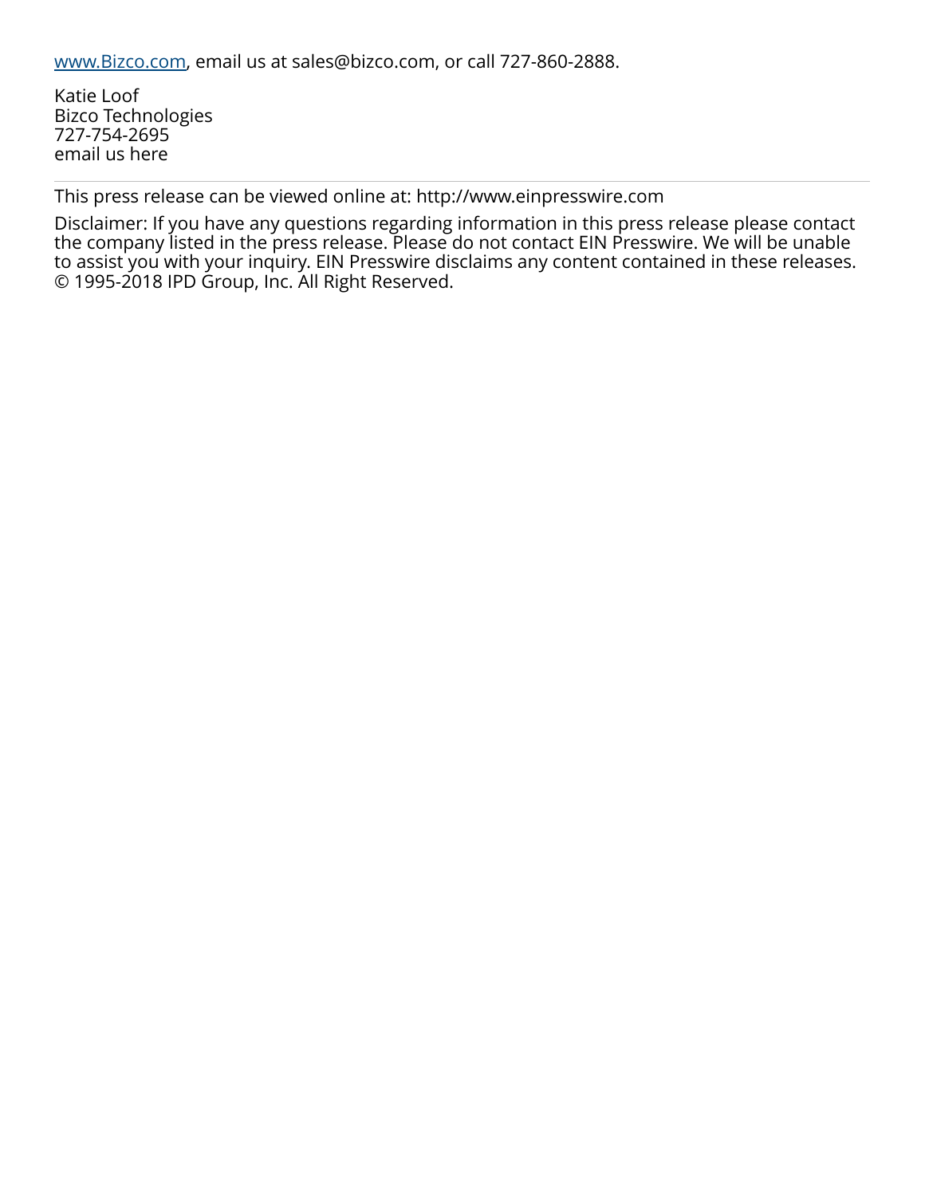www.Bizco.com, email us at sales@bizco.com, or call 727-860-2888.

Katie Loof
Bizco Technologies
727-754-2695
email us here

---

This press release can be viewed online at: http://www.einpresswire.com

Disclaimer: If you have any questions regarding information in this press release please contact the company listed in the press release. Please do not contact EIN Presswire. We will be unable to assist you with your inquiry. EIN Presswire disclaims any content contained in these releases. © 1995-2018 IPD Group, Inc. All Right Reserved.